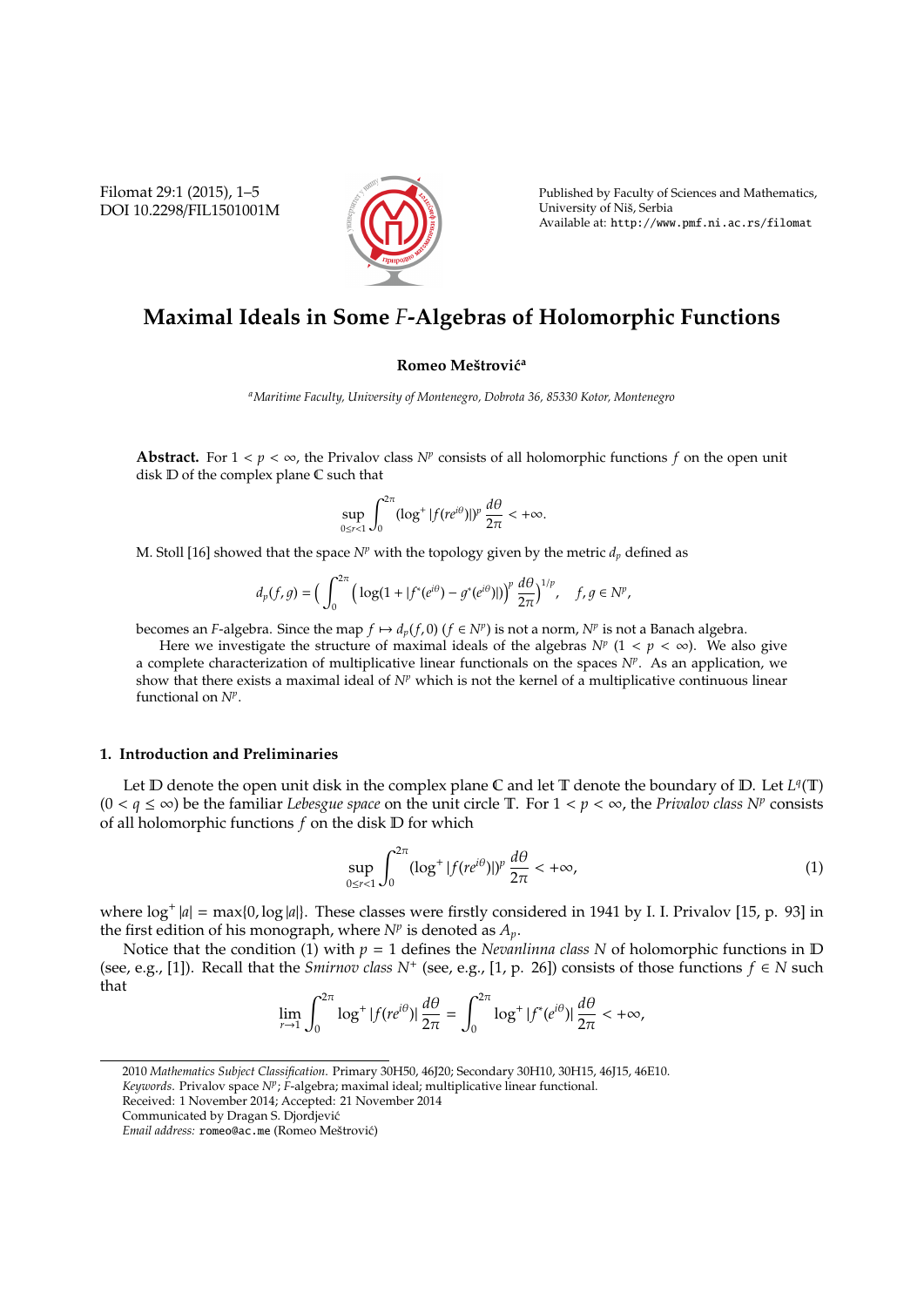# Maximal Ideals in Some $F$-Algebras of Holomorphic Functions

**Romeo Meštrović**[a]

[a] *Maritime Faculty, University of Montenegro, Dobrota 36, 85330 Kotor, Montenegro*

**Abstract.** For $1 < p < \infty$, the Privalov class $N^p$ consists of all holomorphic functions $f$ on the open unit disk $\mathbb{D}$ of the complex plane $\mathbb{C}$ such that

$$\sup_{0 \le r < 1} \int_0^{2\pi} (\log^+ |f(re^{i\theta})|)^p \, \frac{d\theta}{2\pi} < +\infty.$$

M. Stoll [16] showed that the space $N^p$ with the topology given by the metric $d_p$ defined as

$$d_p(f, g) = \Big( \int_0^{2\pi} \Big( \log(1 + |f^*(e^{i\theta}) - g^*(e^{i\theta})|) \Big)^p \, \frac{d\theta}{2\pi} \Big)^{1/p}, \quad f, g \in N^p,$$

becomes an $F$-algebra. Since the map $f \mapsto d_p(f, 0)$ ($f \in N^p$) is not a norm, $N^p$ is not a Banach algebra.

Here we investigate the structure of maximal ideals of the algebras $N^p$ ($1 < p < \infty$). We also give a complete characterization of multiplicative linear functionals on the spaces $N^p$. As an application, we show that there exists a maximal ideal of $N^p$ which is not the kernel of a multiplicative continuous linear functional on $N^p$.

## 1. Introduction and Preliminaries

Let $\mathbb{D}$ denote the open unit disk in the complex plane $\mathbb{C}$ and let $\mathbb{T}$ denote the boundary of $\mathbb{D}$. Let $L^q(\mathbb{T})$ ($0 < q \le \infty$) be the familiar *Lebesgue space* on the unit circle $\mathbb{T}$. For $1 < p < \infty$, the *Privalov class* $N^p$ consists of all holomorphic functions $f$ on the disk $\mathbb{D}$ for which

$$\sup_{0 \le r < 1} \int_0^{2\pi} (\log^+ |f(re^{i\theta})|)^p \, \frac{d\theta}{2\pi} < +\infty, \tag{1}$$

where $\log^+ |a| = \max\{0, \log |a|\}$. These classes were firstly considered in 1941 by I. I. Privalov [15, p. 93] in the first edition of his monograph, where $N^p$ is denoted as $A_p$.

Notice that the condition (1) with $p = 1$ defines the *Nevanlinna class* $N$ of holomorphic functions in $\mathbb{D}$ (see, e.g., [1]). Recall that the *Smirnov class* $N^+$ (see, e.g., [1, p. 26]) consists of those functions $f \in N$ such that

$$\lim_{r \to 1} \int_0^{2\pi} \log^+ |f(re^{i\theta})| \, \frac{d\theta}{2\pi} = \int_0^{2\pi} \log^+ |f^*(e^{i\theta})| \, \frac{d\theta}{2\pi} < +\infty,$$

---

2010 *Mathematics Subject Classification*. Primary 30H50, 46J20; Secondary 30H10, 30H15, 46J15, 46E10.

*Keywords*. Privalov space $N^p$; $F$-algebra; maximal ideal; multiplicative linear functional.

Received: 1 November 2014; Accepted: 21 November 2014

Communicated by Dragan S. Djordjević

*Email address:* romeo@ac.me (Romeo Meštrović)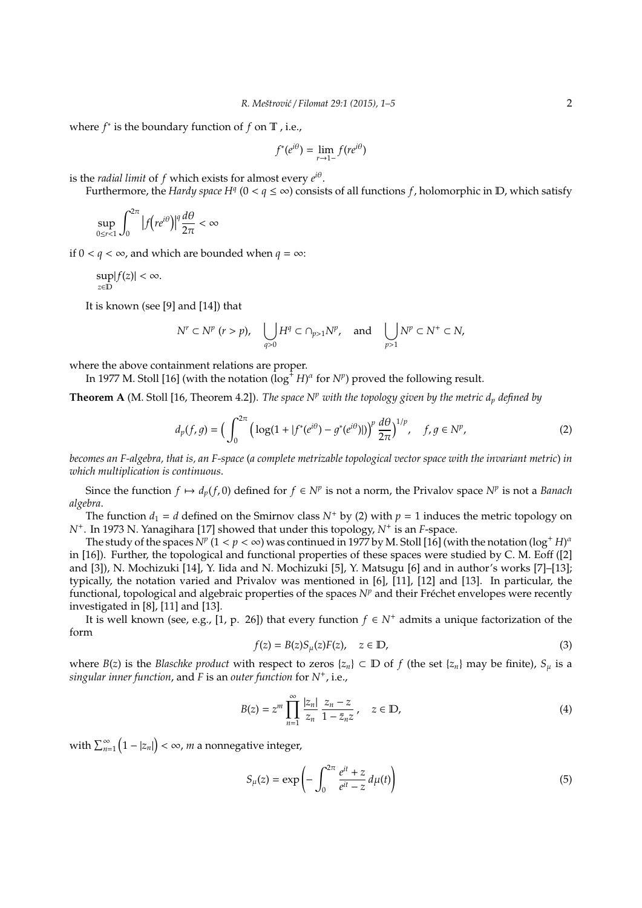where $f^*$ is the boundary function of $f$ on $\mathbb{T}$ , i.e.,

$$f^*(e^{i\theta}) = \lim_{r\to 1-} f(re^{i\theta})$$

is the *radial limit* of $f$ which exists for almost every $e^{i\theta}$.

Furthermore, the *Hardy space* $H^q$ ($0 < q \le \infty$) consists of all functions $f$, holomorphic in $\mathbb{D}$, which satisfy

$$\sup_{0\le r<1} \int_0^{2\pi} \left|f\left(re^{i\theta}\right)\right|^q \frac{d\theta}{2\pi} < \infty$$

if $0 < q < \infty$, and which are bounded when $q = \infty$:

$$\sup_{z\in\mathbb{D}} |f(z)| < \infty.$$

It is known (see [9] and [14]) that

$$N^r \subset N^p \ (r > p), \quad \bigcup_{q>0} H^q \subset \cap_{p>1} N^p, \quad \text{and} \quad \bigcup_{p>1} N^p \subset N^+ \subset N,$$

where the above containment relations are proper.

In 1977 M. Stoll [16] (with the notation $(\log^+ H)^\alpha$ for $N^p$) proved the following result.

**Theorem A** (M. Stoll [16, Theorem 4.2]). *The space $N^p$ with the topology given by the metric $d_p$ defined by*

$$d_p(f,g) = \Big( \int_0^{2\pi} \Big(\log(1 + |f^*(e^{i\theta}) - g^*(e^{i\theta})|)\Big)^p \, \frac{d\theta}{2\pi}\Big)^{1/p}, \quad f,g \in N^p, \tag{2}$$

*becomes an F-algebra, that is, an F-space (a complete metrizable topological vector space with the invariant metric) in which multiplication is continuous.*

Since the function $f \mapsto d_p(f, 0)$ defined for $f \in N^p$ is not a norm, the Privalov space $N^p$ is not a *Banach algebra*.

The function $d_1 = d$ defined on the Smirnov class $N^+$ by (2) with $p = 1$ induces the metric topology on $N^+$. In 1973 N. Yanagihara [17] showed that under this topology, $N^+$ is an $F$-space.

The study of the spaces $N^p$ ($1 < p < \infty$) was continued in 1977 by M. Stoll [16] (with the notation $(\log^+ H)^\alpha$ in [16]). Further, the topological and functional properties of these spaces were studied by C. M. Eoff ([2] and [3]), N. Mochizuki [14], Y. Iida and N. Mochizuki [5], Y. Matsugu [6] and in author's works [7]–[13]; typically, the notation varied and Privalov was mentioned in [6], [11], [12] and [13]. In particular, the functional, topological and algebraic properties of the spaces $N^p$ and their Fréchet envelopes were recently investigated in [8], [11] and [13].

It is well known (see, e.g., [1, p. 26]) that every function $f \in N^+$ admits a unique factorization of the form

$$f(z) = B(z)S_\mu(z)F(z), \quad z \in \mathbb{D}, \tag{3}$$

where $B(z)$ is the *Blaschke product* with respect to zeros $\{z_n\} \subset \mathbb{D}$ of $f$ (the set $\{z_n\}$ may be finite), $S_\mu$ is a *singular inner function*, and $F$ is an *outer function* for $N^+$, i.e.,

$$B(z) = z^m \prod_{n=1}^{\infty} \frac{|z_n|}{z_n} \frac{z_n - z}{1 - \bar{z}_n z}, \quad z \in \mathbb{D}, \tag{4}$$

with $\sum_{n=1}^{\infty} \left(1 - |z_n|\right) < \infty$, $m$ a nonnegative integer,

$$S_\mu(z) = \exp\left( -\int_0^{2\pi} \frac{e^{it} + z}{e^{it} - z} \, d\mu(t) \right) \tag{5}$$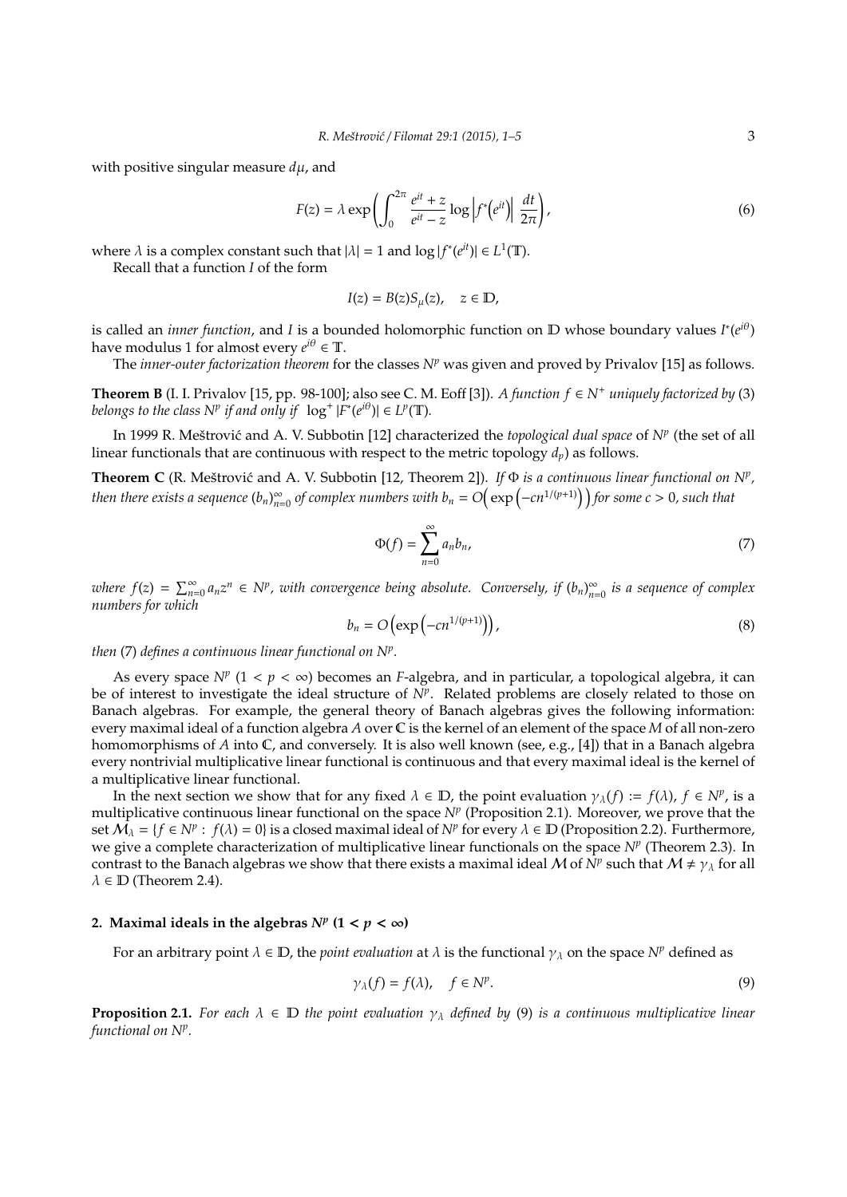with positive singular measure $d\mu$, and

$$F(z) = \lambda \exp\left(\int_0^{2\pi} \frac{e^{it}+z}{e^{it}-z} \log\left|f^*\left(e^{it}\right)\right| \frac{dt}{2\pi}\right), \tag{6}$$

where $\lambda$ is a complex constant such that $|\lambda| = 1$ and $\log|f^*(e^{it})| \in L^1(\mathbb{T})$.

Recall that a function $I$ of the form

$$I(z) = B(z)S_\mu(z), \quad z \in \mathbb{D},$$

is called an *inner function*, and $I$ is a bounded holomorphic function on $\mathbb{D}$ whose boundary values $I^*(e^{i\theta})$ have modulus 1 for almost every $e^{i\theta} \in \mathbb{T}$.

The *inner-outer factorization theorem* for the classes $N^p$ was given and proved by Privalov [15] as follows.

**Theorem B** (I. I. Privalov [15, pp. 98-100]; also see C. M. Eoff [3]). *A function $f \in N^+$ uniquely factorized by* (3) *belongs to the class $N^p$ if and only if $\log^+|F^*(e^{i\theta})| \in L^p(\mathbb{T})$.*

In 1999 R. Meštrović and A. V. Subbotin [12] characterized the *topological dual space* of $N^p$ (the set of all linear functionals that are continuous with respect to the metric topology $d_p$) as follows.

**Theorem C** (R. Meštrović and A. V. Subbotin [12, Theorem 2]). *If $\Phi$ is a continuous linear functional on $N^p$, then there exists a sequence $(b_n)_{n=0}^\infty$ of complex numbers with $b_n = O\left(\exp\left(-cn^{1/(p+1)}\right)\right)$ for some $c > 0$, such that*

$$\Phi(f) = \sum_{n=0}^\infty a_n b_n, \tag{7}$$

*where $f(z) = \sum_{n=0}^\infty a_n z^n \in N^p$, with convergence being absolute. Conversely, if $(b_n)_{n=0}^\infty$ is a sequence of complex numbers for which*

$$b_n = O\left(\exp\left(-cn^{1/(p+1)}\right)\right), \tag{8}$$

*then* (7) *defines a continuous linear functional on $N^p$.*

As every space $N^p$ $(1 < p < \infty)$ becomes an $F$-algebra, and in particular, a topological algebra, it can be of interest to investigate the ideal structure of $N^p$. Related problems are closely related to those on Banach algebras. For example, the general theory of Banach algebras gives the following information: every maximal ideal of a function algebra $A$ over $\mathbb{C}$ is the kernel of an element of the space $M$ of all non-zero homomorphisms of $A$ into $\mathbb{C}$, and conversely. It is also well known (see, e.g., [4]) that in a Banach algebra every nontrivial multiplicative linear functional is continuous and that every maximal ideal is the kernel of a multiplicative linear functional.

In the next section we show that for any fixed $\lambda \in \mathbb{D}$, the point evaluation $\gamma_\lambda(f) := f(\lambda)$, $f \in N^p$, is a multiplicative continuous linear functional on the space $N^p$ (Proposition 2.1). Moreover, we prove that the set $\mathcal{M}_\lambda = \{f \in N^p : f(\lambda) = 0\}$ is a closed maximal ideal of $N^p$ for every $\lambda \in \mathbb{D}$ (Proposition 2.2). Furthermore, we give a complete characterization of multiplicative linear functionals on the space $N^p$ (Theorem 2.3). In contrast to the Banach algebras we show that there exists a maximal ideal $\mathcal{M}$ of $N^p$ such that $\mathcal{M} \neq \gamma_\lambda$ for all $\lambda \in \mathbb{D}$ (Theorem 2.4).

## 2. Maximal ideals in the algebras $N^p$ $(1 < p < \infty)$

For an arbitrary point $\lambda \in \mathbb{D}$, the *point evaluation* at $\lambda$ is the functional $\gamma_\lambda$ on the space $N^p$ defined as

$$\gamma_\lambda(f) = f(\lambda), \quad f \in N^p. \tag{9}$$

**Proposition 2.1.** *For each $\lambda \in \mathbb{D}$ the point evaluation $\gamma_\lambda$ defined by* (9) *is a continuous multiplicative linear functional on $N^p$.*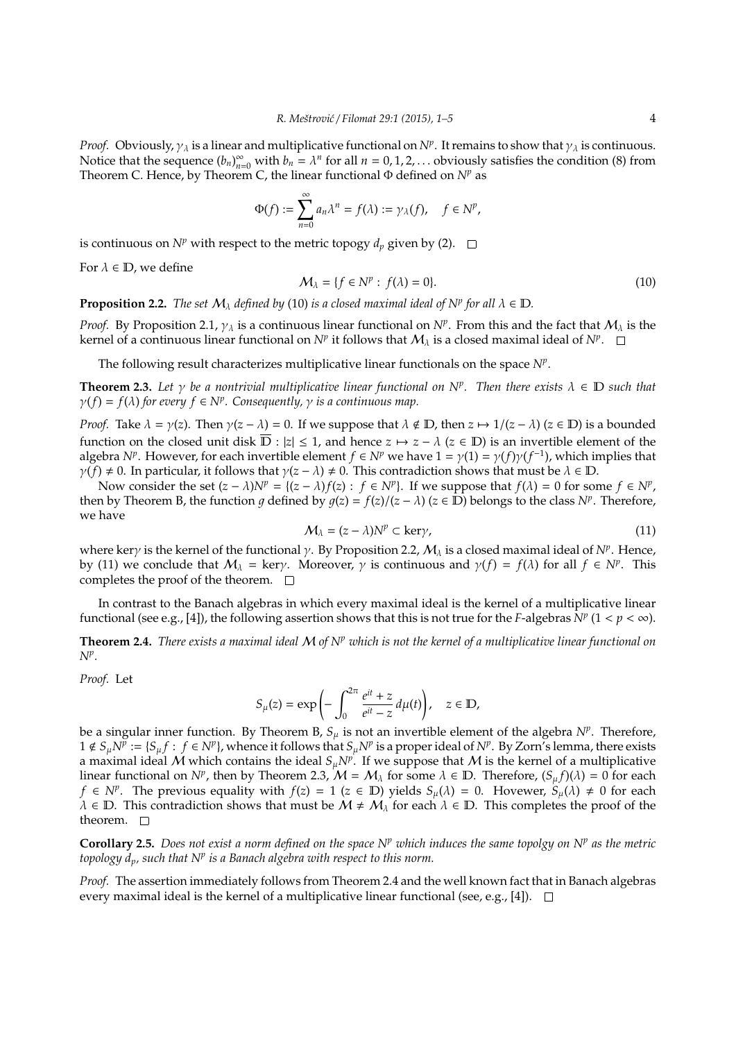*Proof.* Obviously, $\gamma_\lambda$ is a linear and multiplicative functional on $N^p$. It remains to show that $\gamma_\lambda$ is continuous. Notice that the sequence $(b_n)_{n=0}^{\infty}$ with $b_n = \lambda^n$ for all $n = 0, 1, 2, \dots$ obviously satisfies the condition (8) from Theorem C. Hence, by Theorem C, the linear functional $\Phi$ defined on $N^p$ as

$$\Phi(f) := \sum_{n=0}^{\infty} a_n \lambda^n = f(\lambda) := \gamma_\lambda(f), \quad f \in N^p,$$

is continuous on $N^p$ with respect to the metric topogy $d_p$ given by (2). □

For $\lambda \in \mathbb{D}$, we define

$$\mathcal{M}_\lambda = \{f \in N^p : f(\lambda) = 0\}. \tag{10}$$

**Proposition 2.2.** *The set $\mathcal{M}_\lambda$ defined by* (10) *is a closed maximal ideal of $N^p$ for all $\lambda \in \mathbb{D}$.*

*Proof.* By Proposition 2.1, $\gamma_\lambda$ is a continuous linear functional on $N^p$. From this and the fact that $\mathcal{M}_\lambda$ is the kernel of a continuous linear functional on $N^p$ it follows that $\mathcal{M}_\lambda$ is a closed maximal ideal of $N^p$. □

The following result characterizes multiplicative linear functionals on the space $N^p$.

**Theorem 2.3.** *Let $\gamma$ be a nontrivial multiplicative linear functional on $N^p$. Then there exists $\lambda \in \mathbb{D}$ such that $\gamma(f) = f(\lambda)$ for every $f \in N^p$. Consequently, $\gamma$ is a continuous map.*

*Proof.* Take $\lambda = \gamma(z)$. Then $\gamma(z - \lambda) = 0$. If we suppose that $\lambda \notin \mathbb{D}$, then $z \mapsto 1/(z - \lambda)$ ($z \in \mathbb{D}$) is a bounded function on the closed unit disk $\overline{\mathbb{D}} : |z| \leq 1$, and hence $z \mapsto z - \lambda$ ($z \in \mathbb{D}$) is an invertible element of the algebra $N^p$. However, for each invertible element $f \in N^p$ we have $1 = \gamma(1) = \gamma(f)\gamma(f^{-1})$, which implies that $\gamma(f) \neq 0$. In particular, it follows that $\gamma(z - \lambda) \neq 0$. This contradiction shows that must be $\lambda \in \mathbb{D}$.

Now consider the set $(z - \lambda)N^p = \{(z - \lambda)f(z) : f \in N^p\}$. If we suppose that $f(\lambda) = 0$ for some $f \in N^p$, then by Theorem B, the function $g$ defined by $g(z) = f(z)/(z - \lambda)$ ($z \in \mathbb{D}$) belongs to the class $N^p$. Therefore, we have

$$\mathcal{M}_\lambda = (z - \lambda)N^p \subset \ker\gamma, \tag{11}$$

where $\ker\gamma$ is the kernel of the functional $\gamma$. By Proposition 2.2, $\mathcal{M}_\lambda$ is a closed maximal ideal of $N^p$. Hence, by (11) we conclude that $\mathcal{M}_\lambda = \ker\gamma$. Moreover, $\gamma$ is continuous and $\gamma(f) = f(\lambda)$ for all $f \in N^p$. This completes the proof of the theorem. □

In contrast to the Banach algebras in which every maximal ideal is the kernel of a multiplicative linear functional (see e.g., [4]), the following assertion shows that this is not true for the $F$-algebras $N^p$ ($1 < p < \infty$).

**Theorem 2.4.** *There exists a maximal ideal $\mathcal{M}$ of $N^p$ which is not the kernel of a multiplicative linear functional on $N^p$.*

*Proof.* Let

$$S_\mu(z) = \exp\left(-\int_0^{2\pi} \frac{e^{it} + z}{e^{it} - z}\, d\mu(t)\right), \quad z \in \mathbb{D},$$

be a singular inner function. By Theorem B, $S_\mu$ is not an invertible element of the algebra $N^p$. Therefore, $1 \notin S_\mu N^p := \{S_\mu f : f \in N^p\}$, whence it follows that $S_\mu N^p$ is a proper ideal of $N^p$. By Zorn's lemma, there exists a maximal ideal $\mathcal{M}$ which contains the ideal $S_\mu N^p$. If we suppose that $\mathcal{M}$ is the kernel of a multiplicative linear functional on $N^p$, then by Theorem 2.3, $\mathcal{M} = \mathcal{M}_\lambda$ for some $\lambda \in \mathbb{D}$. Therefore, $(S_\mu f)(\lambda) = 0$ for each $f \in N^p$. The previous equality with $f(z) = 1$ ($z \in \mathbb{D}$) yields $S_\mu(\lambda) = 0$. Hovewer, $S_\mu(\lambda) \neq 0$ for each $\lambda \in \mathbb{D}$. This contradiction shows that must be $\mathcal{M} \neq \mathcal{M}_\lambda$ for each $\lambda \in \mathbb{D}$. This completes the proof of the theorem. □

**Corollary 2.5.** *Does not exist a norm defined on the space $N^p$ which induces the same topolgy on $N^p$ as the metric topology $d_p$, such that $N^p$ is a Banach algebra with respect to this norm.*

*Proof.* The assertion immediately follows from Theorem 2.4 and the well known fact that in Banach algebras every maximal ideal is the kernel of a multiplicative linear functional (see, e.g., [4]). □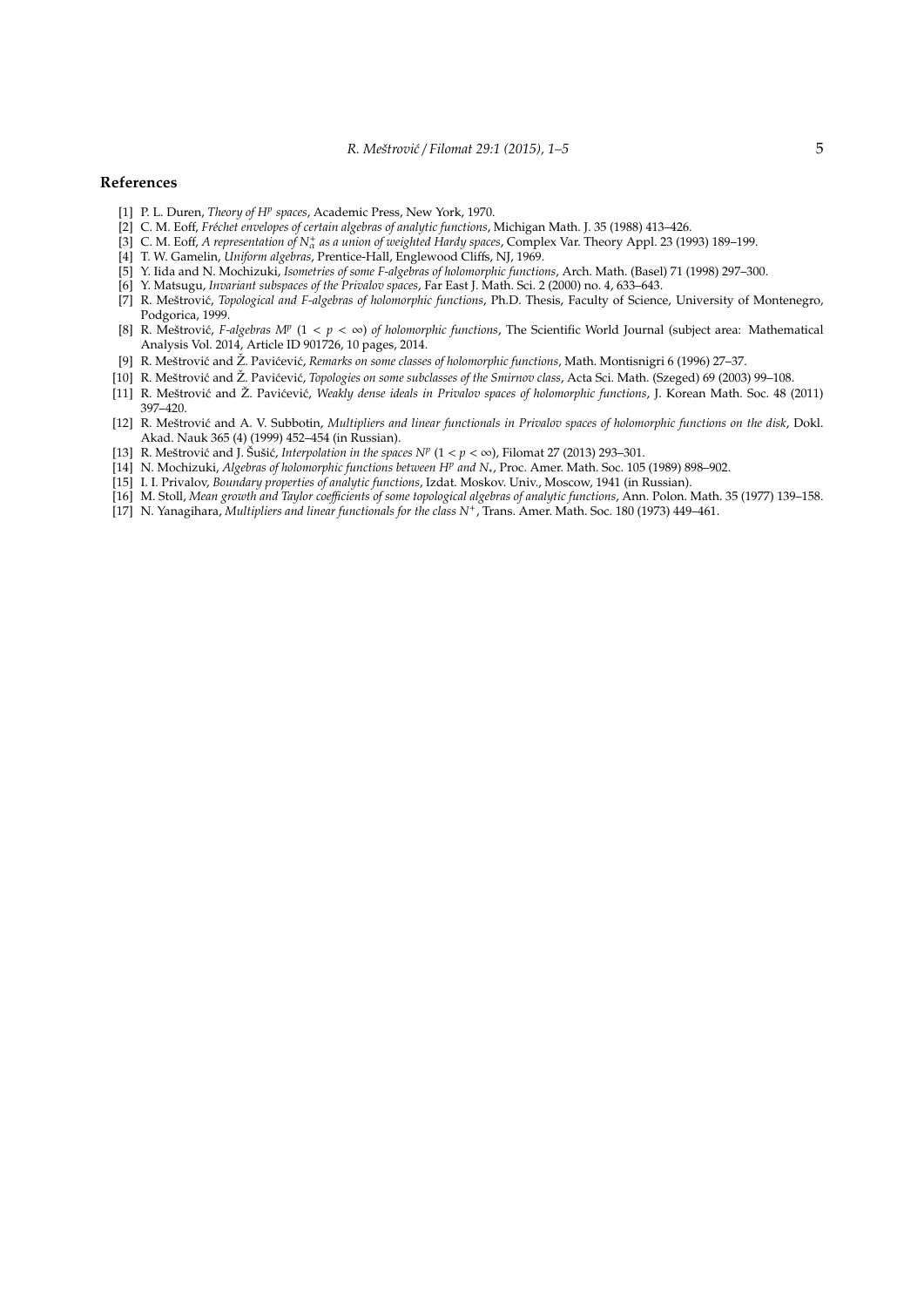## References

[1] P. L. Duren, *Theory of $H^p$ spaces*, Academic Press, New York, 1970.

[2] C. M. Eoff, *Fréchet envelopes of certain algebras of analytic functions*, Michigan Math. J. 35 (1988) 413–426.

[3] C. M. Eoff, *A representation of $N_\alpha^+$ as a union of weighted Hardy spaces*, Complex Var. Theory Appl. 23 (1993) 189–199.

[4] T. W. Gamelin, *Uniform algebras*, Prentice-Hall, Englewood Cliffs, NJ, 1969.

[5] Y. Iida and N. Mochizuki, *Isometries of some F-algebras of holomorphic functions*, Arch. Math. (Basel) 71 (1998) 297–300.

[6] Y. Matsugu, *Invariant subspaces of the Privalov spaces*, Far East J. Math. Sci. 2 (2000) no. 4, 633–643.

[7] R. Meštrović, *Topological and F-algebras of holomorphic functions*, Ph.D. Thesis, Faculty of Science, University of Montenegro, Podgorica, 1999.

[8] R. Meštrović, *F-algebras $M^p$ $(1 < p < \infty)$ of holomorphic functions*, The Scientific World Journal (subject area: Mathematical Analysis Vol. 2014, Article ID 901726, 10 pages, 2014.

[9] R. Meštrović and Ž. Pavićević, *Remarks on some classes of holomorphic functions*, Math. Montisnigri 6 (1996) 27–37.

[10] R. Meštrović and Ž. Pavićević, *Topologies on some subclasses of the Smirnov class*, Acta Sci. Math. (Szeged) 69 (2003) 99–108.

[11] R. Meštrović and Ž. Pavićević, *Weakly dense ideals in Privalov spaces of holomorphic functions*, J. Korean Math. Soc. 48 (2011) 397–420.

[12] R. Meštrović and A. V. Subbotin, *Multipliers and linear functionals in Privalov spaces of holomorphic functions on the disk*, Dokl. Akad. Nauk 365 (4) (1999) 452–454 (in Russian).

[13] R. Meštrović and J. Šušić, *Interpolation in the spaces $N^p$ $(1 < p < \infty)$*, Filomat 27 (2013) 293–301.

[14] N. Mochizuki, *Algebras of holomorphic functions between $H^p$ and $N_*$*, Proc. Amer. Math. Soc. 105 (1989) 898–902.

[15] I. I. Privalov, *Boundary properties of analytic functions*, Izdat. Moskov. Univ., Moscow, 1941 (in Russian).

[16] M. Stoll, *Mean growth and Taylor coefficients of some topological algebras of analytic functions*, Ann. Polon. Math. 35 (1977) 139–158.

[17] N. Yanagihara, *Multipliers and linear functionals for the class $N^+$*, Trans. Amer. Math. Soc. 180 (1973) 449–461.